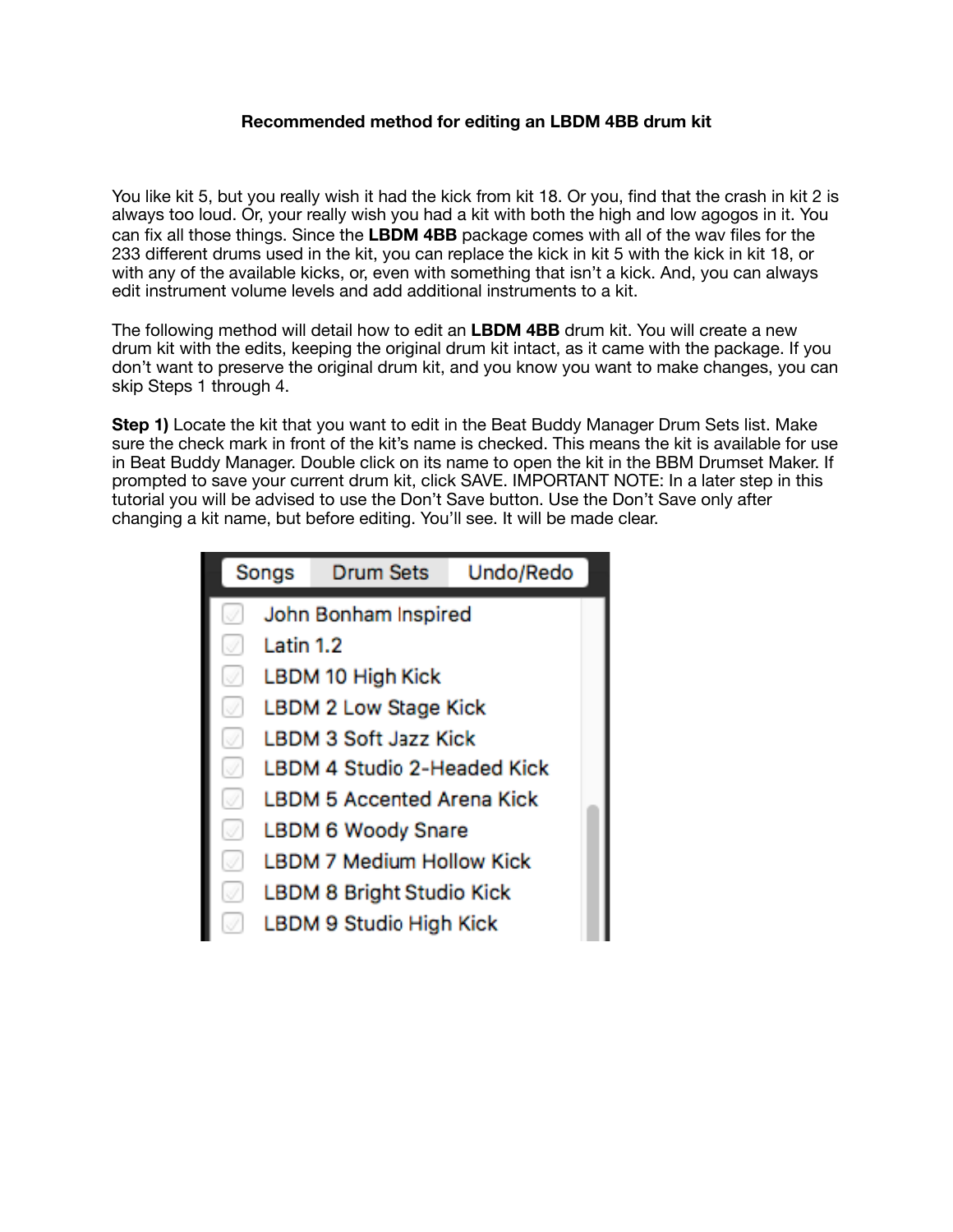**Recommended method for editing an LBDM 4BB drum kit**

You like kit 5, but you really wish it had the kick from kit 18. Or you, find that the crash in kit 2 is always too loud. Or, your really wish you had a kit with both the high and low agogos in it. You can fix all those things. Since the **LBDM 4BB** package comes with all of the wav files for the 233 different drums used in the kit, you can replace the kick in kit 5 with the kick in kit 18, or with any of the available kicks, or, even with something that isn't a kick. And, you can always edit instrument volume levels and add additional instruments to a kit.

The following method will detail how to edit an **LBDM 4BB** drum kit. You will create a new drum kit with the edits, keeping the original drum kit intact, as it came with the package. If you don't want to preserve the original drum kit, and you know you want to make changes, you can skip Steps 1 through 4.

**Step 1)** Locate the kit that you want to edit in the Beat Buddy Manager Drum Sets list. Make sure the check mark in front of the kit's name is checked. This means the kit is available for use in Beat Buddy Manager. Double click on its name to open the kit in the BBM Drumset Maker. If prompted to save your current drum kit, click SAVE. IMPORTANT NOTE: In a later step in this tutorial you will be advised to use the Don't Save button. Use the Don't Save only after changing a kit name, but before editing. You'll see. It will be made clear.

Songs | Drum Sets | Undo/Redo

- John Bonham Inspired
- Latin 1.2
- LBDM 10 High Kick
- LBDM 2 Low Stage Kick
- LBDM 3 Soft Jazz Kick
- LBDM 4 Studio 2-Headed Kick
- LBDM 5 Accented Arena Kick
- LBDM 6 Woody Snare
- LBDM 7 Medium Hollow Kick
- LBDM 8 Bright Studio Kick
- LBDM 9 Studio High Kick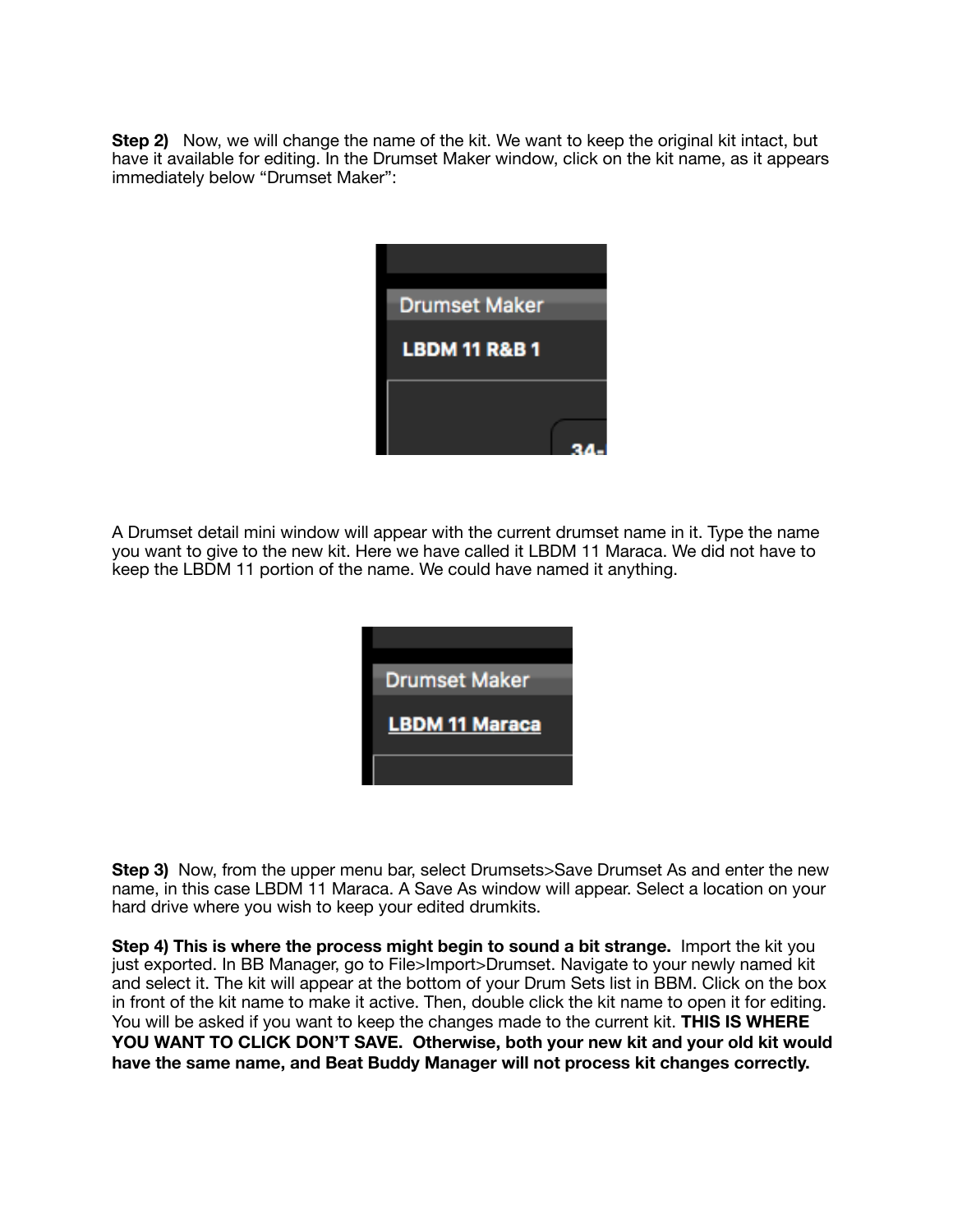**Step 2)** Now, we will change the name of the kit. We want to keep the original kit intact, but have it available for editing. In the Drumset Maker window, click on the kit name, as it appears immediately below "Drumset Maker":

A Drumset detail mini window will appear with the current drumset name in it. Type the name you want to give to the new kit. Here we have called it LBDM 11 Maraca. We did not have to keep the LBDM 11 portion of the name. We could have named it anything.

**Step 3)** Now, from the upper menu bar, select Drumsets>Save Drumset As and enter the new name, in this case LBDM 11 Maraca. A Save As window will appear. Select a location on your hard drive where you wish to keep your edited drumkits.

**Step 4) This is where the process might begin to sound a bit strange.** Import the kit you just exported. In BB Manager, go to File>Import>Drumset. Navigate to your newly named kit and select it. The kit will appear at the bottom of your Drum Sets list in BBM. Click on the box in front of the kit name to make it active. Then, double click the kit name to open it for editing. You will be asked if you want to keep the changes made to the current kit. **THIS IS WHERE YOU WANT TO CLICK DON'T SAVE. Otherwise, both your new kit and your old kit would have the same name, and Beat Buddy Manager will not process kit changes correctly.**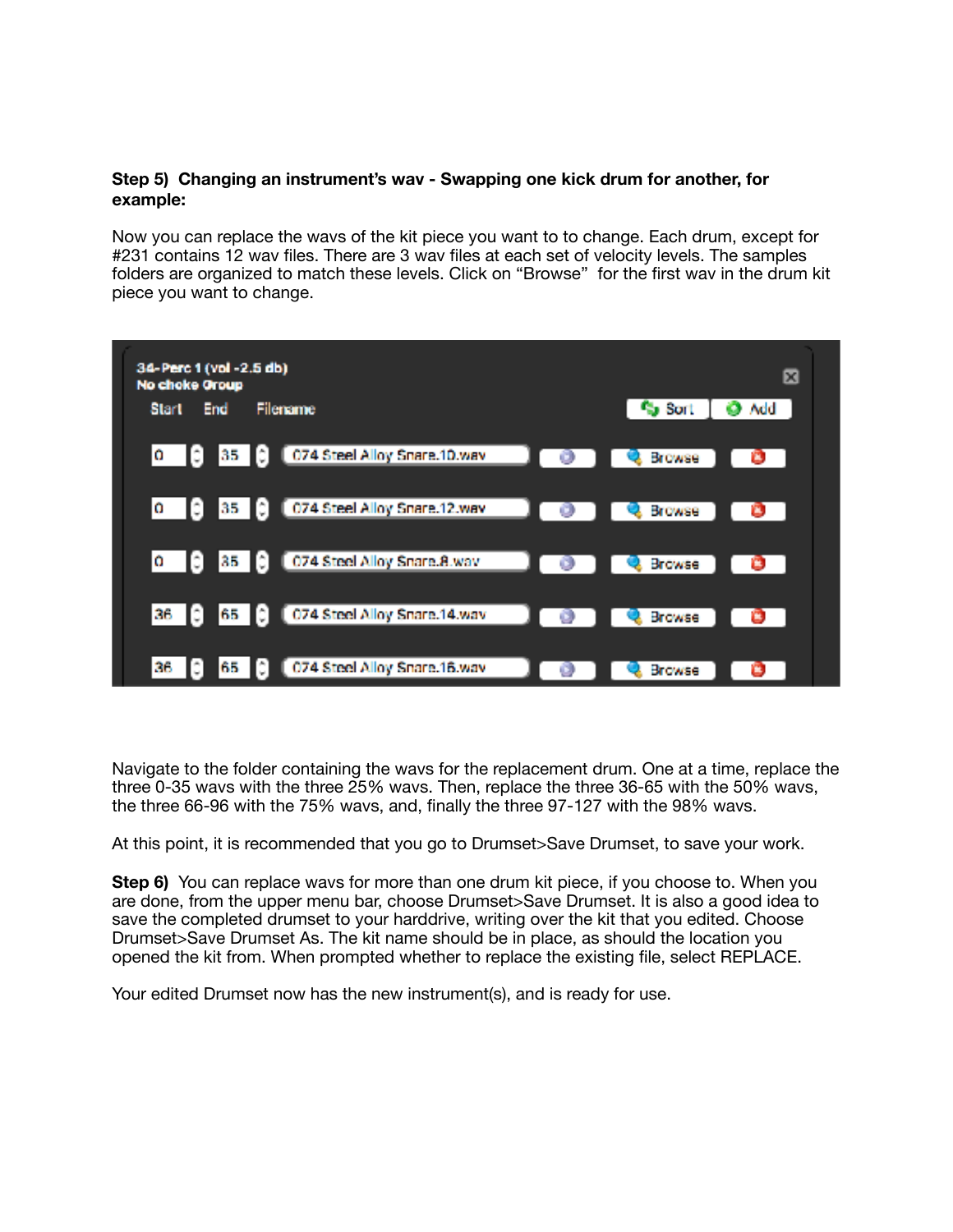**Step 5) Changing an instrument's wav - Swapping one kick drum for another, for example:**

Now you can replace the wavs of the kit piece you want to to change. Each drum, except for #231 contains 12 wav files. There are 3 wav files at each set of velocity levels. The samples folders are organized to match these levels. Click on "Browse" for the first wav in the drum kit piece you want to change.

Navigate to the folder containing the wavs for the replacement drum. One at a time, replace the three 0-35 wavs with the three 25% wavs. Then, replace the three 36-65 with the 50% wavs, the three 66-96 with the 75% wavs, and, finally the three 97-127 with the 98% wavs.

At this point, it is recommended that you go to Drumset>Save Drumset, to save your work.

**Step 6)** You can replace wavs for more than one drum kit piece, if you choose to. When you are done, from the upper menu bar, choose Drumset>Save Drumset. It is also a good idea to save the completed drumset to your harddrive, writing over the kit that you edited. Choose Drumset>Save Drumset As. The kit name should be in place, as should the location you opened the kit from. When prompted whether to replace the existing file, select REPLACE.

Your edited Drumset now has the new instrument(s), and is ready for use.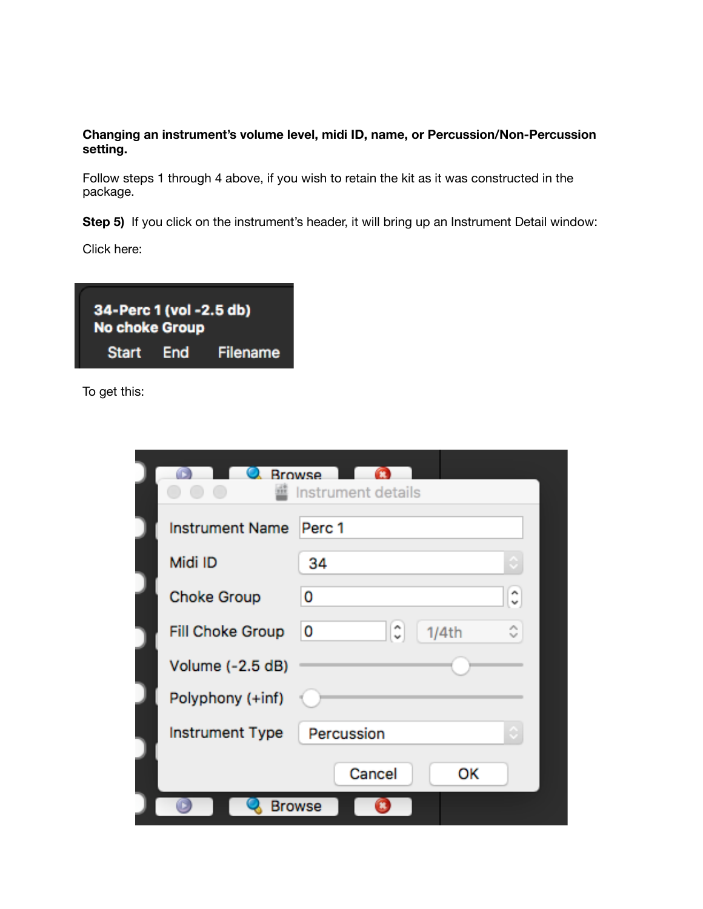**Changing an instrument's volume level, midi ID, name, or Percussion/Non-Percussion setting.**

Follow steps 1 through 4 above, if you wish to retain the kit as it was constructed in the package.

**Step 5)** If you click on the instrument's header, it will bring up an Instrument Detail window:

Click here:

To get this: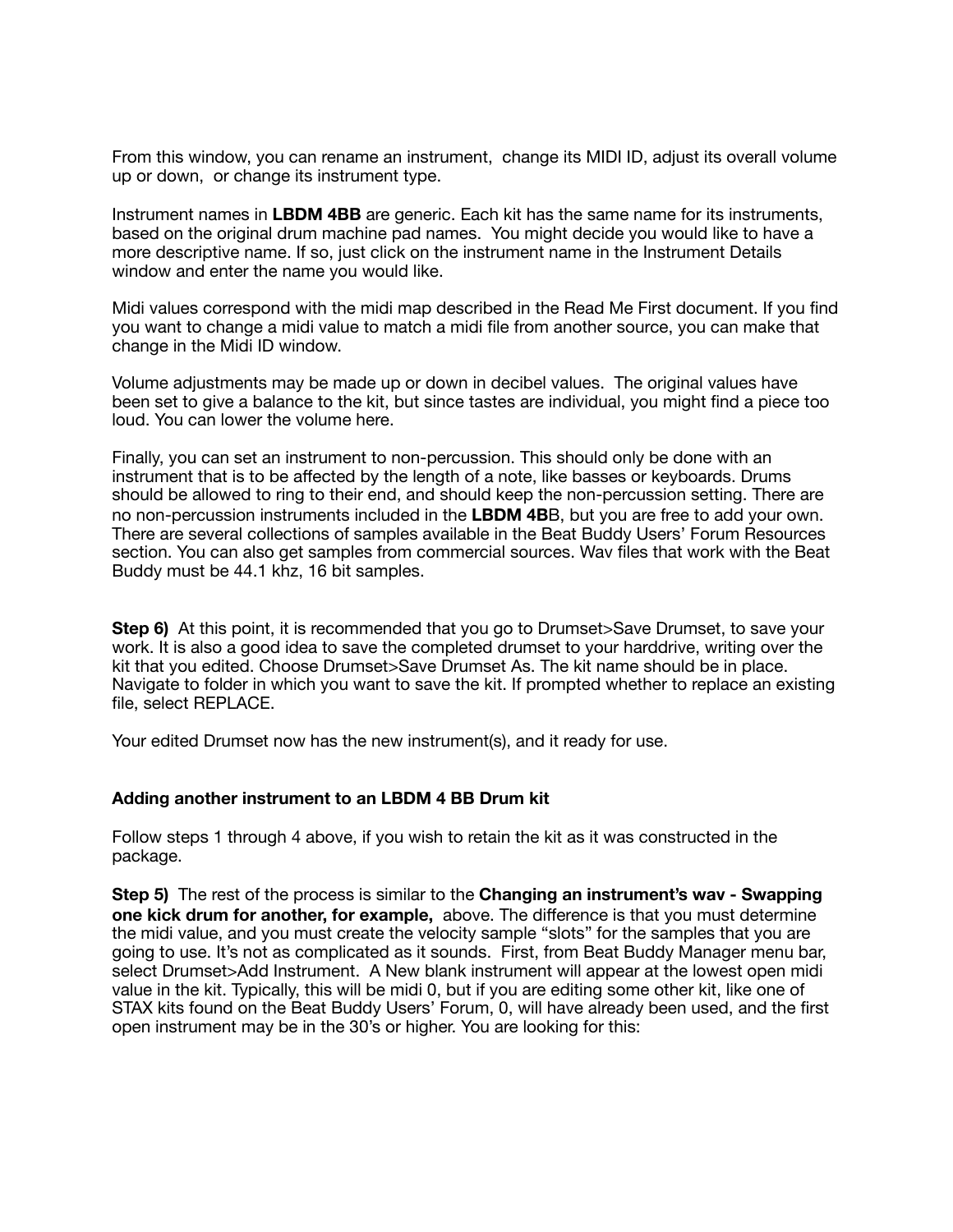From this window, you can rename an instrument, change its MIDI ID, adjust its overall volume up or down, or change its instrument type.

Instrument names in **LBDM 4BB** are generic. Each kit has the same name for its instruments, based on the original drum machine pad names. You might decide you would like to have a more descriptive name. If so, just click on the instrument name in the Instrument Details window and enter the name you would like.

Midi values correspond with the midi map described in the Read Me First document. If you find you want to change a midi value to match a midi file from another source, you can make that change in the Midi ID window.

Volume adjustments may be made up or down in decibel values. The original values have been set to give a balance to the kit, but since tastes are individual, you might find a piece too loud. You can lower the volume here.

Finally, you can set an instrument to non-percussion. This should only be done with an instrument that is to be affected by the length of a note, like basses or keyboards. Drums should be allowed to ring to their end, and should keep the non-percussion setting. There are no non-percussion instruments included in the **LBDM 4B**B, but you are free to add your own. There are several collections of samples available in the Beat Buddy Users' Forum Resources section. You can also get samples from commercial sources. Wav files that work with the Beat Buddy must be 44.1 khz, 16 bit samples.

**Step 6)** At this point, it is recommended that you go to Drumset>Save Drumset, to save your work. It is also a good idea to save the completed drumset to your harddrive, writing over the kit that you edited. Choose Drumset>Save Drumset As. The kit name should be in place. Navigate to folder in which you want to save the kit. If prompted whether to replace an existing file, select REPLACE.

Your edited Drumset now has the new instrument(s), and it ready for use.

### Adding another instrument to an LBDM 4 BB Drum kit

Follow steps 1 through 4 above, if you wish to retain the kit as it was constructed in the package.

**Step 5)** The rest of the process is similar to the **Changing an instrument's wav - Swapping one kick drum for another, for example,** above. The difference is that you must determine the midi value, and you must create the velocity sample "slots" for the samples that you are going to use. It's not as complicated as it sounds. First, from Beat Buddy Manager menu bar, select Drumset>Add Instrument. A New blank instrument will appear at the lowest open midi value in the kit. Typically, this will be midi 0, but if you are editing some other kit, like one of STAX kits found on the Beat Buddy Users' Forum, 0, will have already been used, and the first open instrument may be in the 30's or higher. You are looking for this: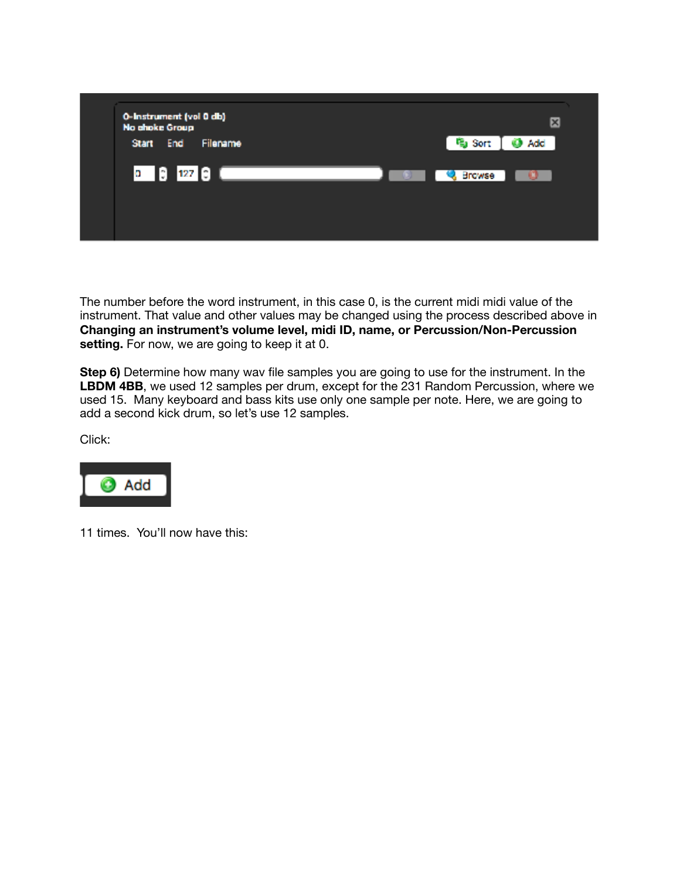The number before the word instrument, in this case 0, is the current midi midi value of the instrument. That value and other values may be changed using the process described above in **Changing an instrument's volume level, midi ID, name, or Percussion/Non-Percussion setting.** For now, we are going to keep it at 0.

**Step 6)** Determine how many wav file samples you are going to use for the instrument. In the **LBDM 4BB**, we used 12 samples per drum, except for the 231 Random Percussion, where we used 15. Many keyboard and bass kits use only one sample per note. Here, we are going to add a second kick drum, so let's use 12 samples.

Click:

11 times. You'll now have this: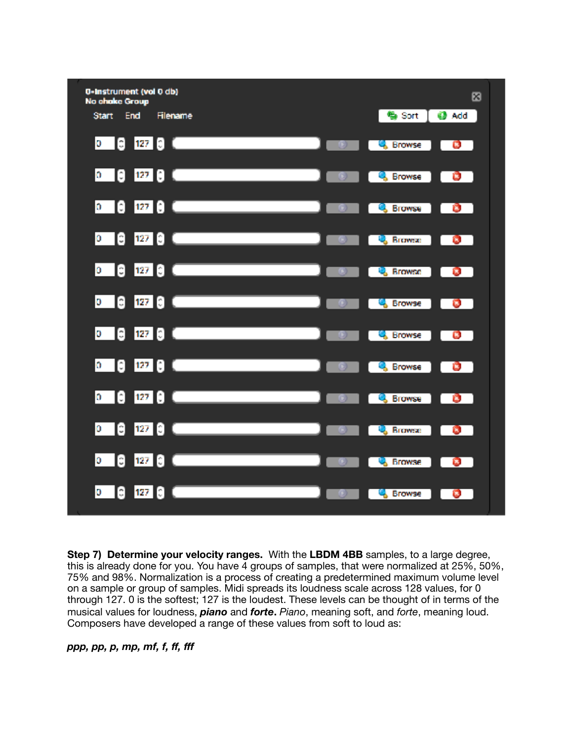**Step 7) Determine your velocity ranges.** With the **LBDM 4BB** samples, to a large degree, this is already done for you. You have 4 groups of samples, that were normalized at 25%, 50%, 75% and 98%. Normalization is a process of creating a predetermined maximum volume level on a sample or group of samples. Midi spreads its loudness scale across 128 values, for 0 through 127. 0 is the softest; 127 is the loudest. These levels can be thought of in terms of the musical values for loudness, ***piano*** and ***forte***. *Piano*, meaning soft, and *forte*, meaning loud. Composers have developed a range of these values from soft to loud as:

***ppp, pp, p, mp, mf, f, ff, fff***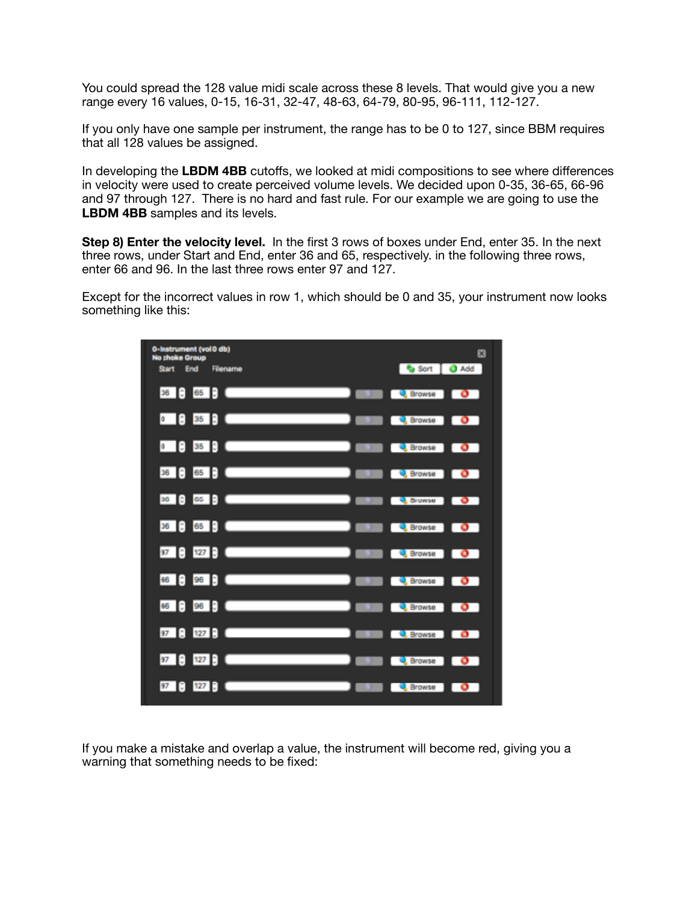You could spread the 128 value midi scale across these 8 levels. That would give you a new range every 16 values, 0-15, 16-31, 32-47, 48-63, 64-79, 80-95, 96-111, 112-127.

If you only have one sample per instrument, the range has to be 0 to 127, since BBM requires that all 128 values be assigned.

In developing the **LBDM 4BB** cutoffs, we looked at midi compositions to see where differences in velocity were used to create perceived volume levels. We decided upon 0-35, 36-65, 66-96 and 97 through 127. There is no hard and fast rule. For our example we are going to use the **LBDM 4BB** samples and its levels.

**Step 8) Enter the velocity level.** In the first 3 rows of boxes under End, enter 35. In the next three rows, under Start and End, enter 36 and 65, respectively. in the following three rows, enter 66 and 96. In the last three rows enter 97 and 127.

Except for the incorrect values in row 1, which should be 0 and 35, your instrument now looks something like this:

If you make a mistake and overlap a value, the instrument will become red, giving you a warning that something needs to be fixed: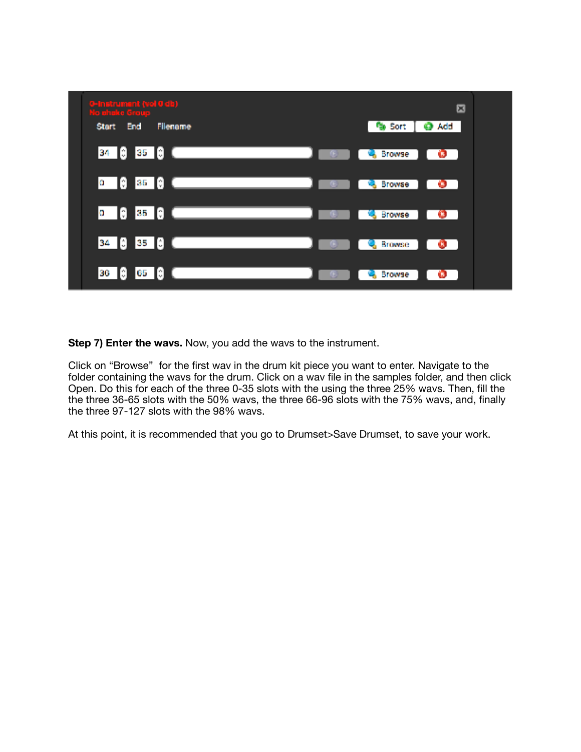**Step 7) Enter the wavs.** Now, you add the wavs to the instrument.

Click on “Browse” for the first wav in the drum kit piece you want to enter. Navigate to the folder containing the wavs for the drum. Click on a wav file in the samples folder, and then click Open. Do this for each of the three 0-35 slots with the using the three 25% wavs. Then, fill the the three 36-65 slots with the 50% wavs, the three 66-96 slots with the 75% wavs, and, finally the three 97-127 slots with the 98% wavs.

At this point, it is recommended that you go to Drumset>Save Drumset, to save your work.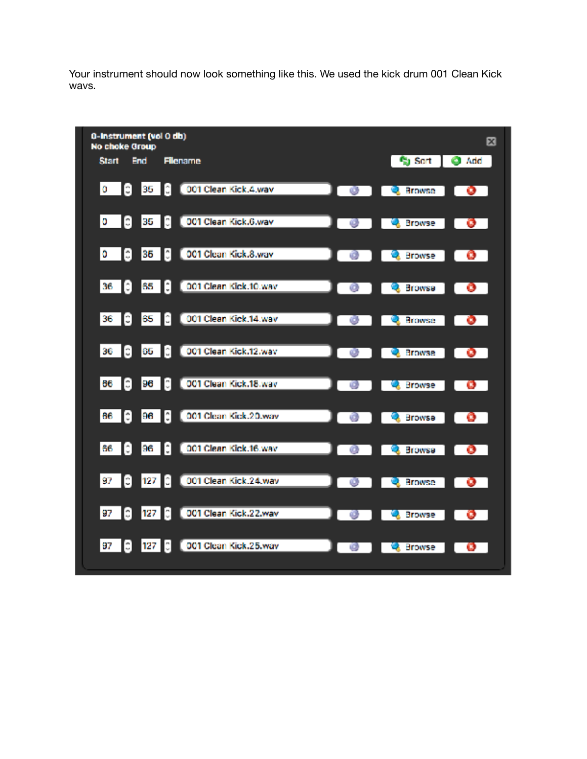Your instrument should now look something like this. We used the kick drum 001 Clean Kick wavs.

0-Instrument (vol 0 db)
No choke Group

| Start | End | Filename |
|---|---|---|
| 0 | 35 | 001 Clean Kick.4.wav |
| 0 | 35 | 001 Clean Kick.6.wav |
| 0 | 35 | 001 Clean Kick.8.wav |
| 36 | 65 | 001 Clean Kick.10.wav |
| 36 | 65 | 001 Clean Kick.14.wav |
| 36 | 65 | 001 Clean Kick.12.wav |
| 66 | 96 | 001 Clean Kick.18.wav |
| 66 | 96 | 001 Clean Kick.20.wav |
| 66 | 96 | 001 Clean Kick.16.wav |
| 97 | 127 | 001 Clean Kick.24.wav |
| 97 | 127 | 001 Clean Kick.22.wav |
| 97 | 127 | 001 Clean Kick.25.wav |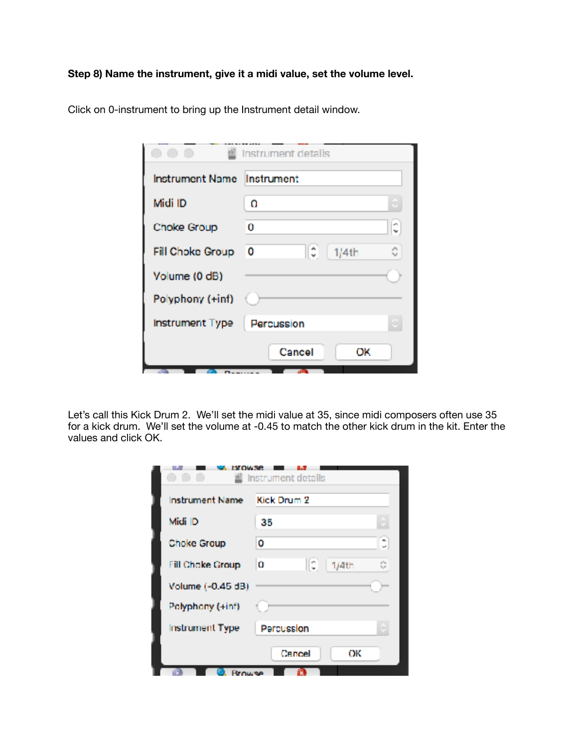**Step 8) Name the instrument, give it a midi value, set the volume level.**

Click on 0-instrument to bring up the Instrument detail window.

Let's call this Kick Drum 2. We'll set the midi value at 35, since midi composers often use 35 for a kick drum. We'll set the volume at -0.45 to match the other kick drum in the kit. Enter the values and click OK.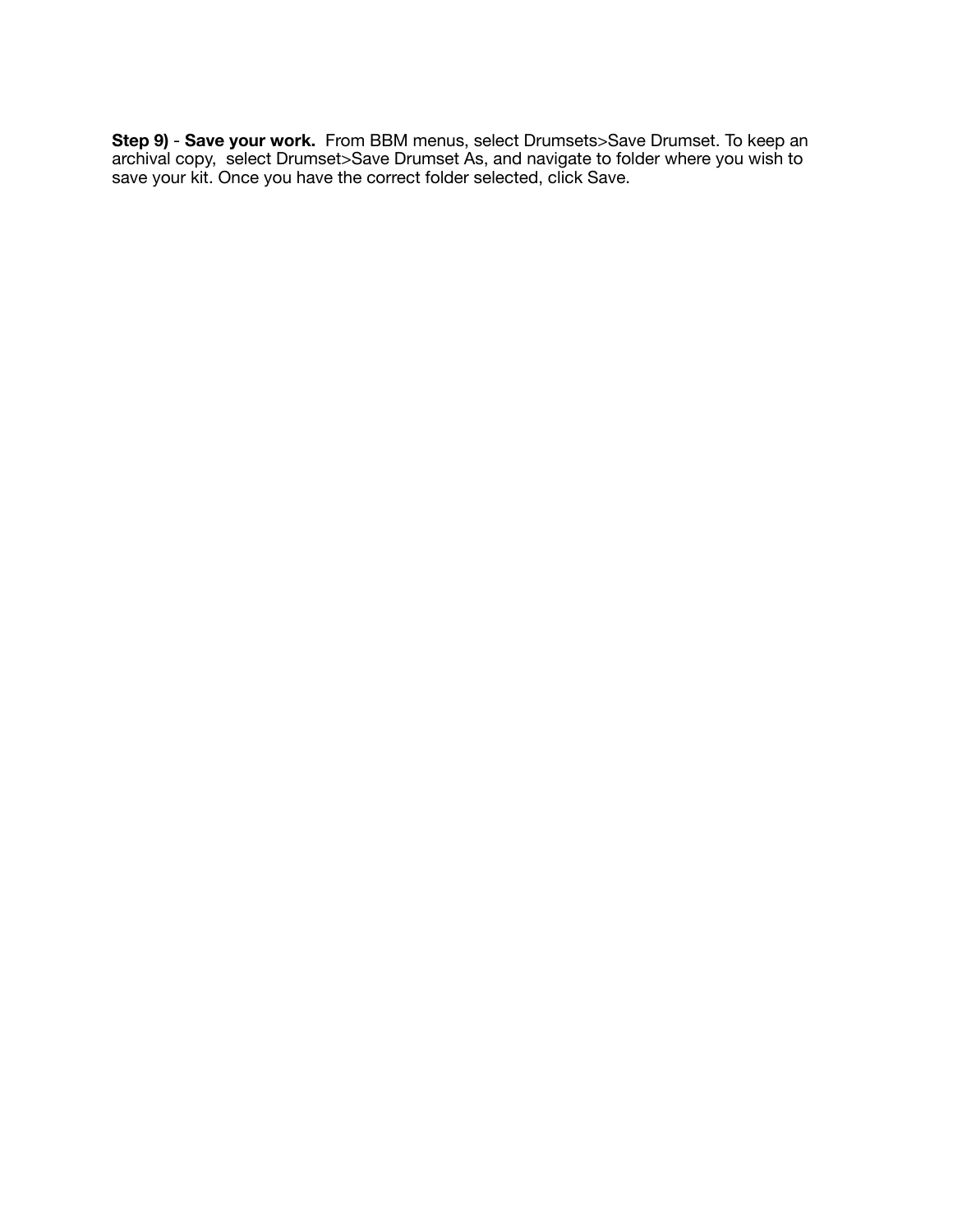**Step 9)** - **Save your work.** From BBM menus, select Drumsets>Save Drumset. To keep an archival copy, select Drumset>Save Drumset As, and navigate to folder where you wish to save your kit. Once you have the correct folder selected, click Save.